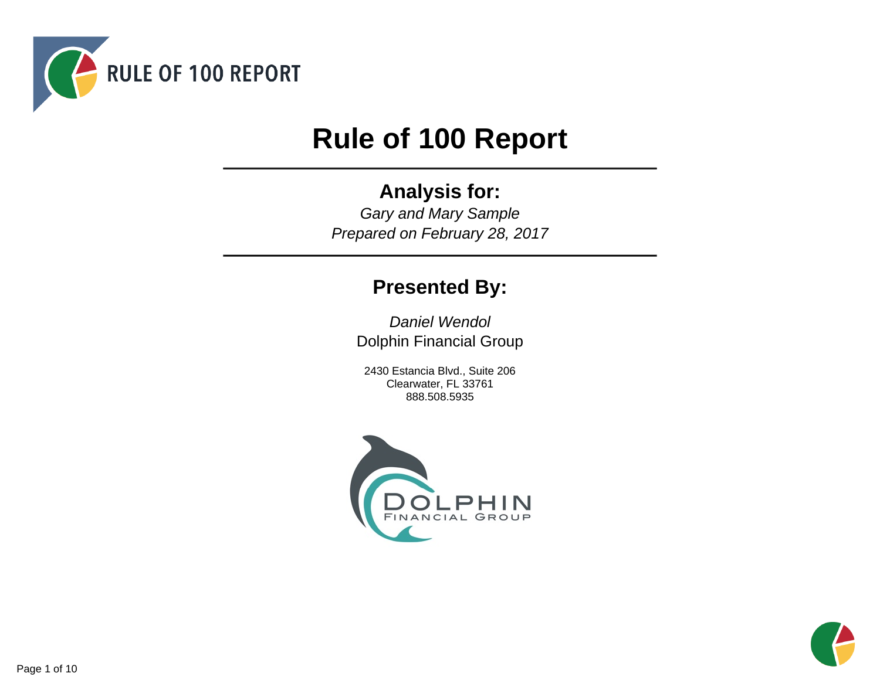RULE OF 100 REPORT

# Rule of 100 Report

## Analysis for:

*Gary and Mary Sample*
*Prepared on February 28, 2017*

## Presented By:

*Daniel Wendol*
Dolphin Financial Group

2430 Estancia Blvd., Suite 206
Clearwater, FL 33761
888.508.5935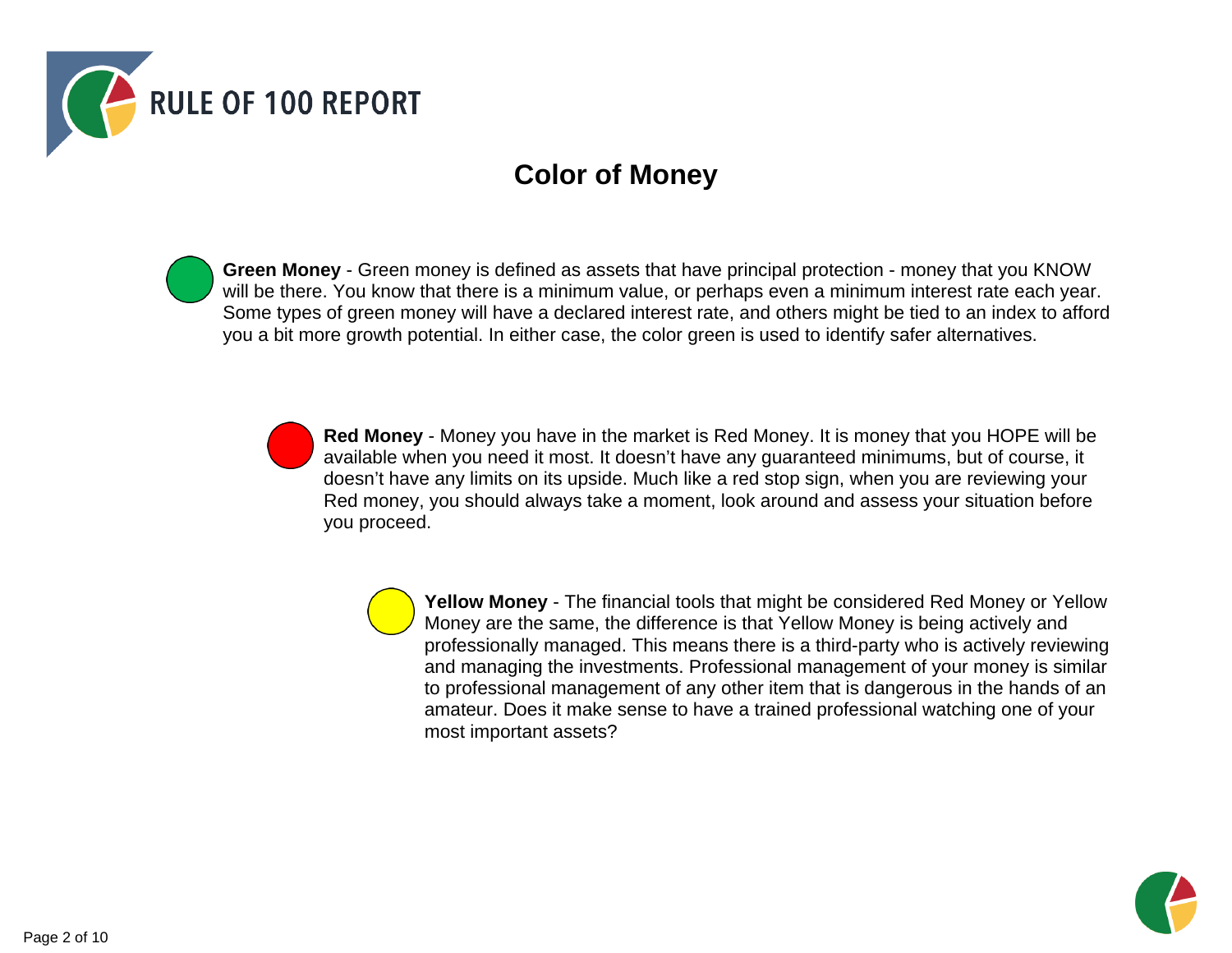# Color of Money

**Green Money** - Green money is defined as assets that have principal protection - money that you KNOW will be there. You know that there is a minimum value, or perhaps even a minimum interest rate each year. Some types of green money will have a declared interest rate, and others might be tied to an index to afford you a bit more growth potential. In either case, the color green is used to identify safer alternatives.

**Red Money** - Money you have in the market is Red Money. It is money that you HOPE will be available when you need it most. It doesn't have any guaranteed minimums, but of course, it doesn't have any limits on its upside. Much like a red stop sign, when you are reviewing your Red money, you should always take a moment, look around and assess your situation before you proceed.

**Yellow Money** - The financial tools that might be considered Red Money or Yellow Money are the same, the difference is that Yellow Money is being actively and professionally managed. This means there is a third-party who is actively reviewing and managing the investments. Professional management of your money is similar to professional management of any other item that is dangerous in the hands of an amateur. Does it make sense to have a trained professional watching one of your most important assets?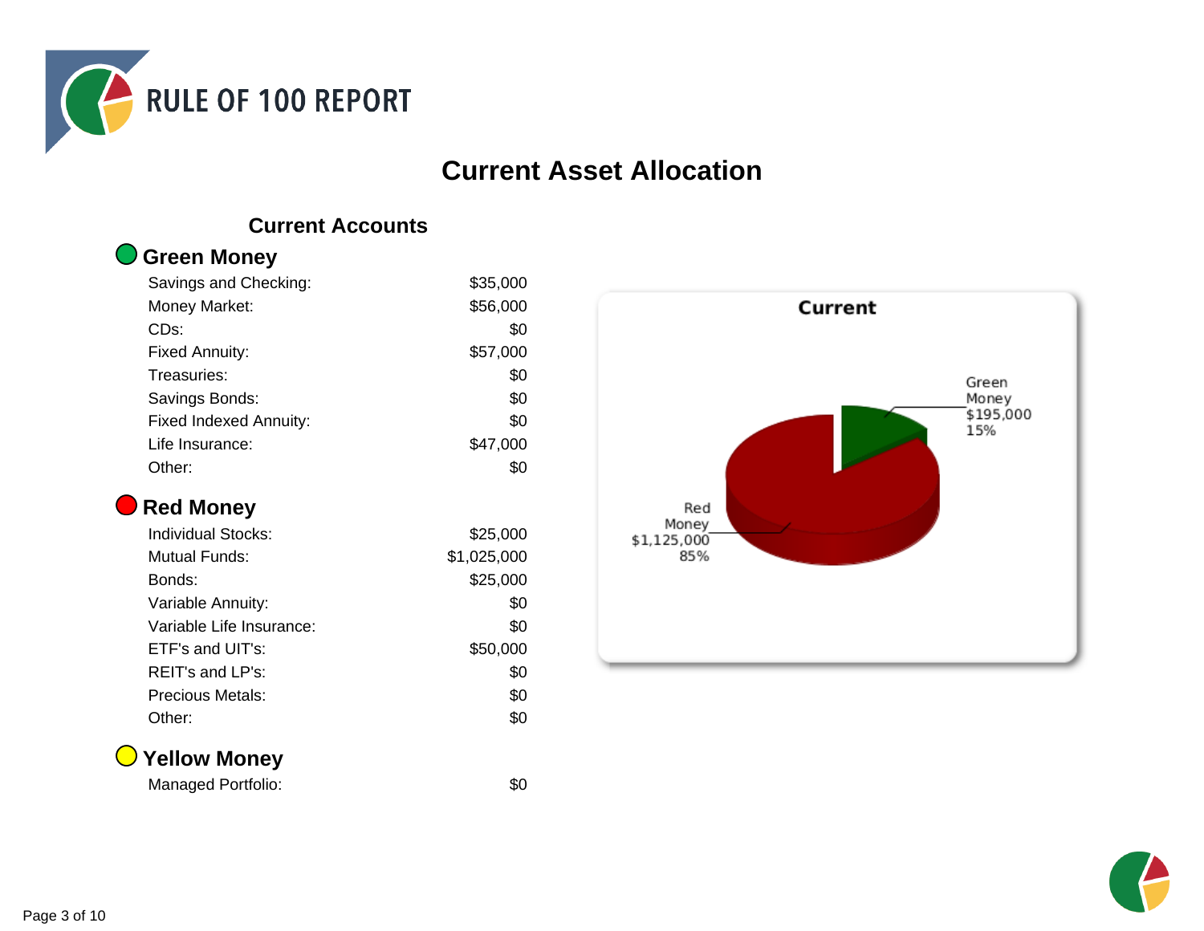# RULE OF 100 REPORT

## Current Asset Allocation

### Current Accounts

#### Green Money

| | |
|---|---|
| Savings and Checking: | $35,000 |
| Money Market: | $56,000 |
| CDs: | $0 |
| Fixed Annuity: | $57,000 |
| Treasuries: | $0 |
| Savings Bonds: | $0 |
| Fixed Indexed Annuity: | $0 |
| Life Insurance: | $47,000 |
| Other: | $0 |

#### Red Money

| | |
|---|---|
| Individual Stocks: | $25,000 |
| Mutual Funds: | $1,025,000 |
| Bonds: | $25,000 |
| Variable Annuity: | $0 |
| Variable Life Insurance: | $0 |
| ETF's and UIT's: | $50,000 |
| REIT's and LP's: | $0 |
| Precious Metals: | $0 |
| Other: | $0 |

#### Yellow Money

| | |
|---|---|
| Managed Portfolio: | $0 |

**Current**

Green Money $195,000 15%

Red Money $1,125,000 85%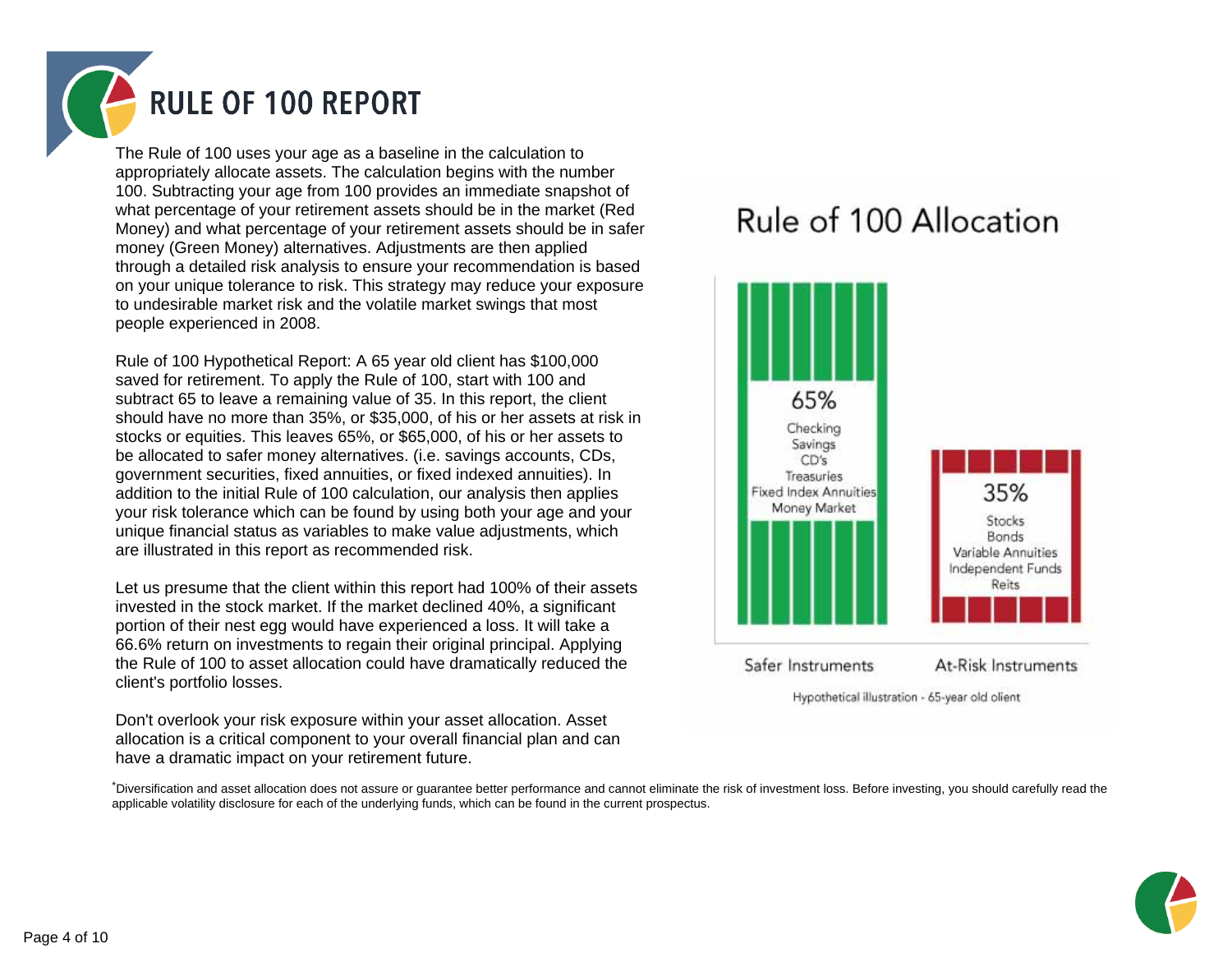# RULE OF 100 REPORT

The Rule of 100 uses your age as a baseline in the calculation to appropriately allocate assets. The calculation begins with the number 100. Subtracting your age from 100 provides an immediate snapshot of what percentage of your retirement assets should be in the market (Red Money) and what percentage of your retirement assets should be in safer money (Green Money) alternatives. Adjustments are then applied through a detailed risk analysis to ensure your recommendation is based on your unique tolerance to risk. This strategy may reduce your exposure to undesirable market risk and the volatile market swings that most people experienced in 2008.

Rule of 100 Hypothetical Report: A 65 year old client has $100,000 saved for retirement. To apply the Rule of 100, start with 100 and subtract 65 to leave a remaining value of 35. In this report, the client should have no more than 35%, or $35,000, of his or her assets at risk in stocks or equities. This leaves 65%, or $65,000, of his or her assets to be allocated to safer money alternatives. (i.e. savings accounts, CDs, government securities, fixed annuities, or fixed indexed annuities). In addition to the initial Rule of 100 calculation, our analysis then applies your risk tolerance which can be found by using both your age and your unique financial status as variables to make value adjustments, which are illustrated in this report as recommended risk.

Let us presume that the client within this report had 100% of their assets invested in the stock market. If the market declined 40%, a significant portion of their nest egg would have experienced a loss. It will take a 66.6% return on investments to regain their original principal. Applying the Rule of 100 to asset allocation could have dramatically reduced the client's portfolio losses.

Don't overlook your risk exposure within your asset allocation. Asset allocation is a critical component to your overall financial plan and can have a dramatic impact on your retirement future.

## Rule of 100 Allocation

| Safer Instruments | At-Risk Instruments |
|---|---|
| 65% | 35% |
| Checking<br>Savings<br>CD's<br>Treasuries<br>Fixed Index Annuities<br>Money Market | Stocks<br>Bonds<br>Variable Annuities<br>Independent Funds<br>Reits |

Hypothetical illustration - 65-year old client

*Diversification and asset allocation does not assure or guarantee better performance and cannot eliminate the risk of investment loss. Before investing, you should carefully read the applicable volatility disclosure for each of the underlying funds, which can be found in the current prospectus.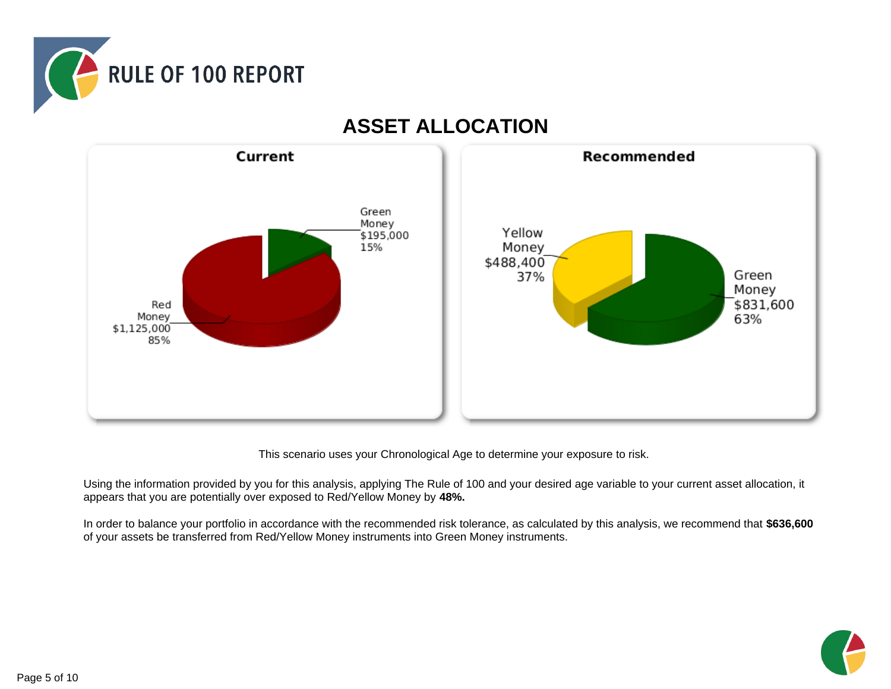# RULE OF 100 REPORT

## ASSET ALLOCATION

**Current**

Green Money $195,000 15%

Red Money $1,125,000 85%

**Recommended**

Yellow Money $488,400 37%

Green Money $831,600 63%

This scenario uses your Chronological Age to determine your exposure to risk.

Using the information provided by you for this analysis, applying The Rule of 100 and your desired age variable to your current asset allocation, it appears that you are potentially over exposed to Red/Yellow Money by **48%.**

In order to balance your portfolio in accordance with the recommended risk tolerance, as calculated by this analysis, we recommend that **$636,600** of your assets be transferred from Red/Yellow Money instruments into Green Money instruments.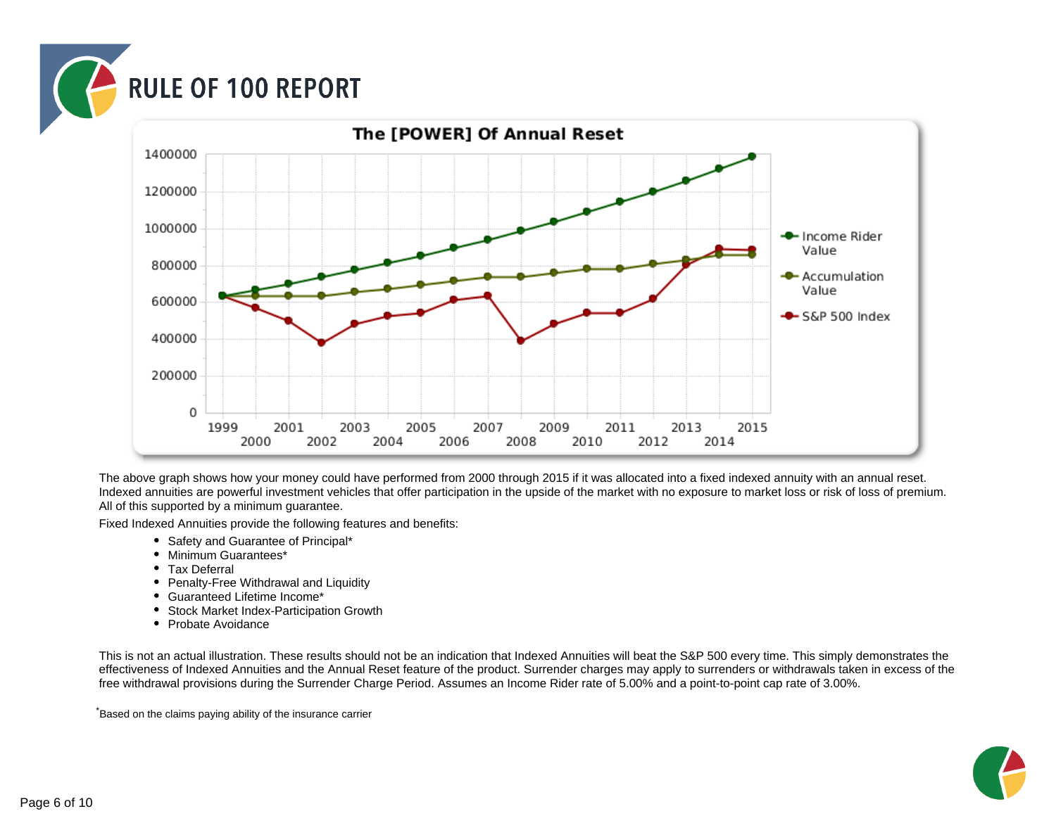# RULE OF 100 REPORT

The above graph shows how your money could have performed from 2000 through 2015 if it was allocated into a fixed indexed annuity with an annual reset. Indexed annuities are powerful investment vehicles that offer participation in the upside of the market with no exposure to market loss or risk of loss of premium. All of this supported by a minimum guarantee.

Fixed Indexed Annuities provide the following features and benefits:

- Safety and Guarantee of Principal*
- Minimum Guarantees*
- Tax Deferral
- Penalty-Free Withdrawal and Liquidity
- Guaranteed Lifetime Income*
- Stock Market Index-Participation Growth
- Probate Avoidance

This is not an actual illustration. These results should not be an indication that Indexed Annuities will beat the S&P 500 every time. This simply demonstrates the effectiveness of Indexed Annuities and the Annual Reset feature of the product. Surrender charges may apply to surrenders or withdrawals taken in excess of the free withdrawal provisions during the Surrender Charge Period. Assumes an Income Rider rate of 5.00% and a point-to-point cap rate of 3.00%.

*Based on the claims paying ability of the insurance carrier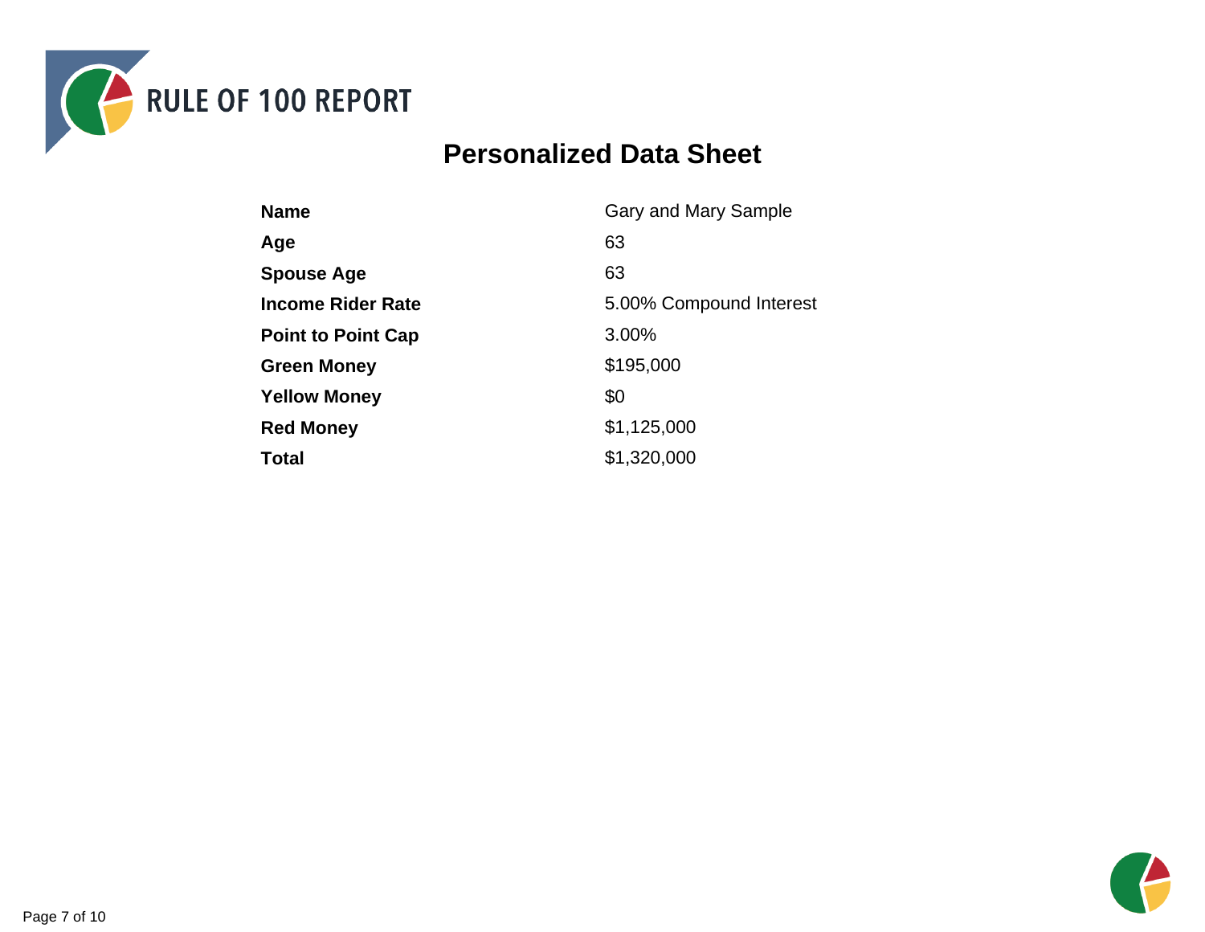# RULE OF 100 REPORT

## Personalized Data Sheet

| | |
|---|---|
| **Name** | Gary and Mary Sample |
| **Age** | 63 |
| **Spouse Age** | 63 |
| **Income Rider Rate** | 5.00% Compound Interest |
| **Point to Point Cap** | 3.00% |
| **Green Money** | $195,000 |
| **Yellow Money** | $0 |
| **Red Money** | $1,125,000 |
| **Total** | $1,320,000 |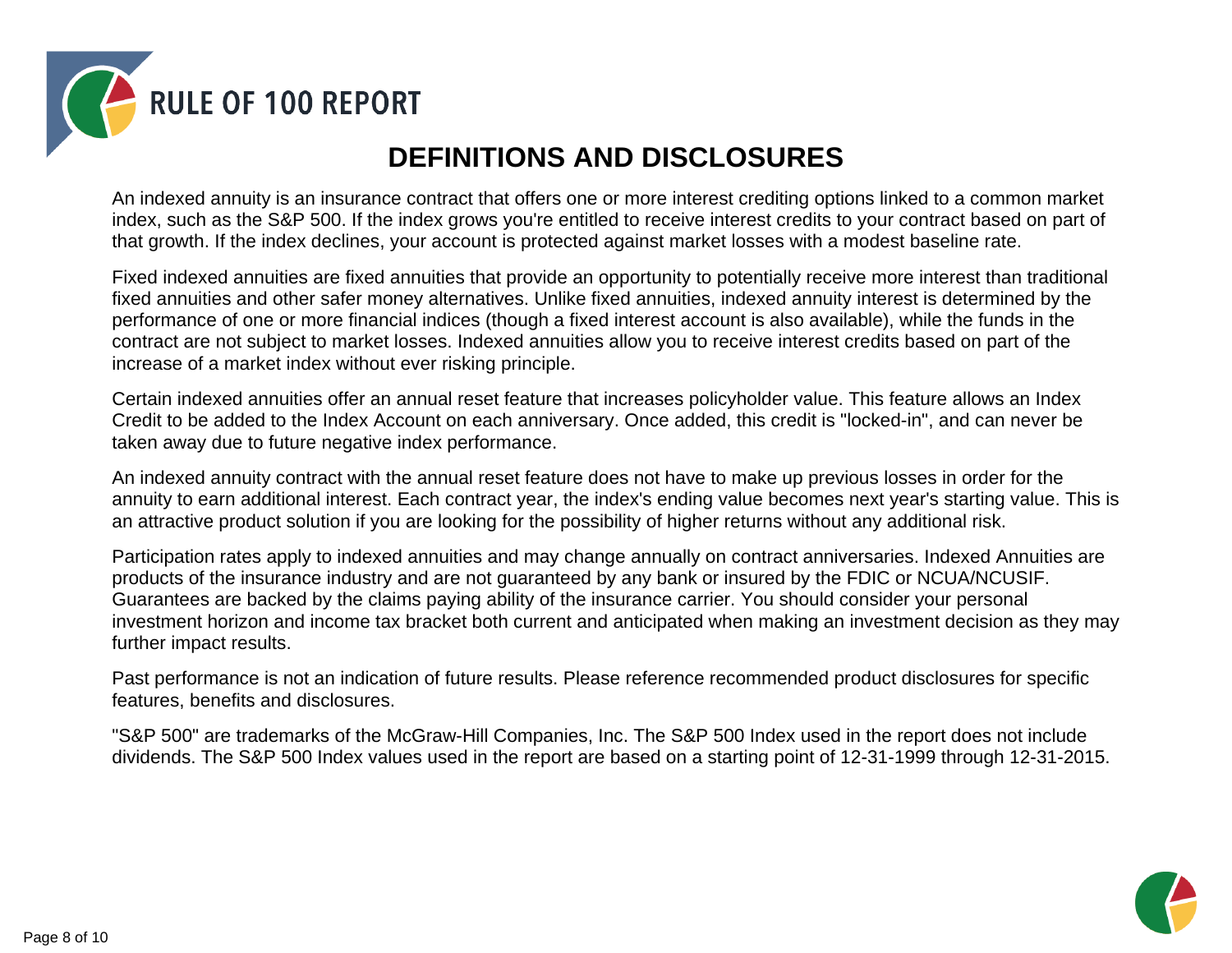# RULE OF 100 REPORT

## DEFINITIONS AND DISCLOSURES

An indexed annuity is an insurance contract that offers one or more interest crediting options linked to a common market index, such as the S&P 500. If the index grows you're entitled to receive interest credits to your contract based on part of that growth. If the index declines, your account is protected against market losses with a modest baseline rate.

Fixed indexed annuities are fixed annuities that provide an opportunity to potentially receive more interest than traditional fixed annuities and other safer money alternatives. Unlike fixed annuities, indexed annuity interest is determined by the performance of one or more financial indices (though a fixed interest account is also available), while the funds in the contract are not subject to market losses. Indexed annuities allow you to receive interest credits based on part of the increase of a market index without ever risking principle.

Certain indexed annuities offer an annual reset feature that increases policyholder value. This feature allows an Index Credit to be added to the Index Account on each anniversary. Once added, this credit is "locked-in", and can never be taken away due to future negative index performance.

An indexed annuity contract with the annual reset feature does not have to make up previous losses in order for the annuity to earn additional interest. Each contract year, the index's ending value becomes next year's starting value. This is an attractive product solution if you are looking for the possibility of higher returns without any additional risk.

Participation rates apply to indexed annuities and may change annually on contract anniversaries. Indexed Annuities are products of the insurance industry and are not guaranteed by any bank or insured by the FDIC or NCUA/NCUSIF. Guarantees are backed by the claims paying ability of the insurance carrier. You should consider your personal investment horizon and income tax bracket both current and anticipated when making an investment decision as they may further impact results.

Past performance is not an indication of future results. Please reference recommended product disclosures for specific features, benefits and disclosures.

"S&P 500" are trademarks of the McGraw-Hill Companies, Inc. The S&P 500 Index used in the report does not include dividends. The S&P 500 Index values used in the report are based on a starting point of 12-31-1999 through 12-31-2015.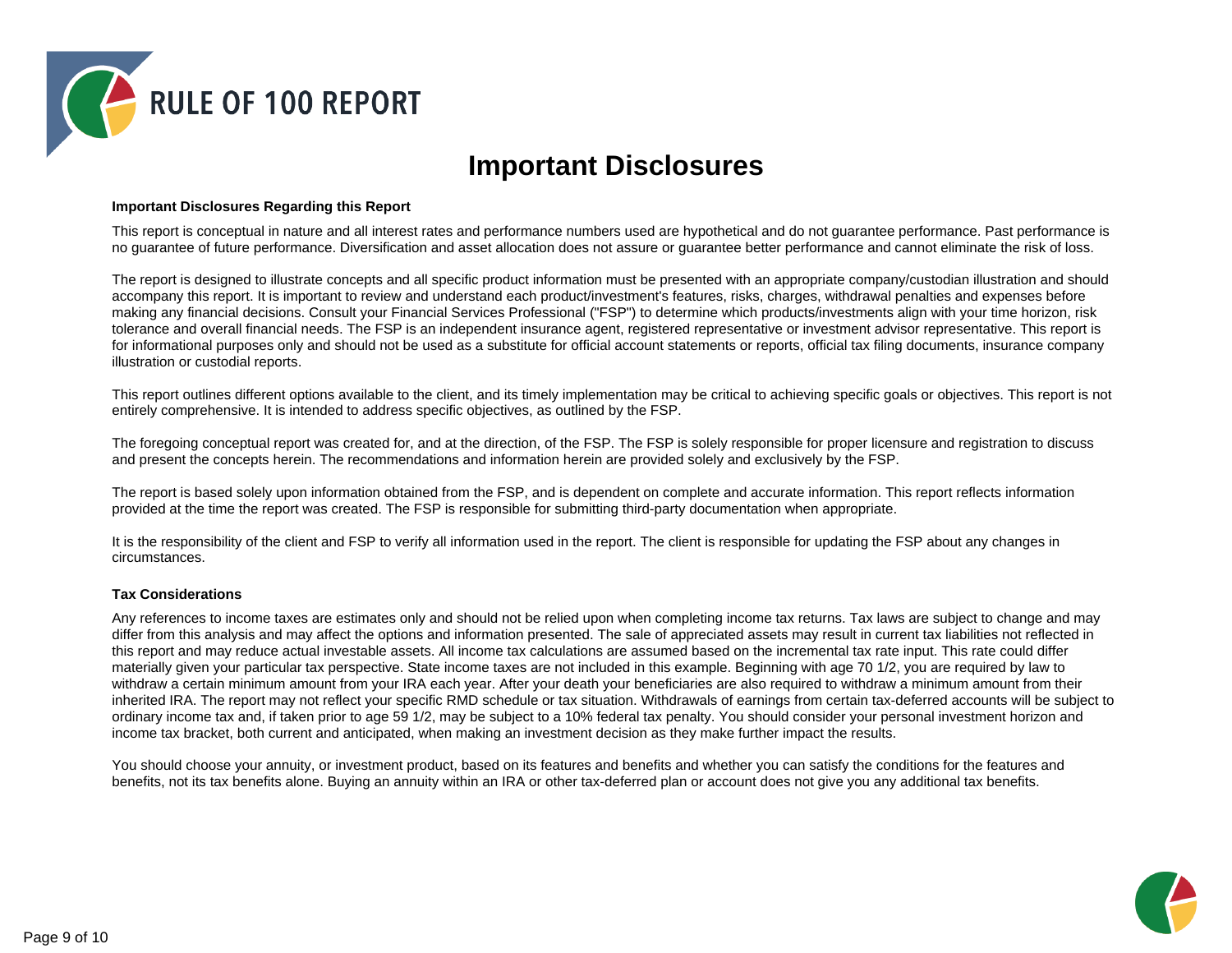# Important Disclosures

**Important Disclosures Regarding this Report**

This report is conceptual in nature and all interest rates and performance numbers used are hypothetical and do not guarantee performance. Past performance is no guarantee of future performance. Diversification and asset allocation does not assure or guarantee better performance and cannot eliminate the risk of loss.

The report is designed to illustrate concepts and all specific product information must be presented with an appropriate company/custodian illustration and should accompany this report. It is important to review and understand each product/investment's features, risks, charges, withdrawal penalties and expenses before making any financial decisions. Consult your Financial Services Professional ("FSP") to determine which products/investments align with your time horizon, risk tolerance and overall financial needs. The FSP is an independent insurance agent, registered representative or investment advisor representative. This report is for informational purposes only and should not be used as a substitute for official account statements or reports, official tax filing documents, insurance company illustration or custodial reports.

This report outlines different options available to the client, and its timely implementation may be critical to achieving specific goals or objectives. This report is not entirely comprehensive. It is intended to address specific objectives, as outlined by the FSP.

The foregoing conceptual report was created for, and at the direction, of the FSP. The FSP is solely responsible for proper licensure and registration to discuss and present the concepts herein. The recommendations and information herein are provided solely and exclusively by the FSP.

The report is based solely upon information obtained from the FSP, and is dependent on complete and accurate information. This report reflects information provided at the time the report was created. The FSP is responsible for submitting third-party documentation when appropriate.

It is the responsibility of the client and FSP to verify all information used in the report. The client is responsible for updating the FSP about any changes in circumstances.

**Tax Considerations**

Any references to income taxes are estimates only and should not be relied upon when completing income tax returns. Tax laws are subject to change and may differ from this analysis and may affect the options and information presented. The sale of appreciated assets may result in current tax liabilities not reflected in this report and may reduce actual investable assets. All income tax calculations are assumed based on the incremental tax rate input. This rate could differ materially given your particular tax perspective. State income taxes are not included in this example. Beginning with age 70 1/2, you are required by law to withdraw a certain minimum amount from your IRA each year. After your death your beneficiaries are also required to withdraw a minimum amount from their inherited IRA. The report may not reflect your specific RMD schedule or tax situation. Withdrawals of earnings from certain tax-deferred accounts will be subject to ordinary income tax and, if taken prior to age 59 1/2, may be subject to a 10% federal tax penalty. You should consider your personal investment horizon and income tax bracket, both current and anticipated, when making an investment decision as they make further impact the results.

You should choose your annuity, or investment product, based on its features and benefits and whether you can satisfy the conditions for the features and benefits, not its tax benefits alone. Buying an annuity within an IRA or other tax-deferred plan or account does not give you any additional tax benefits.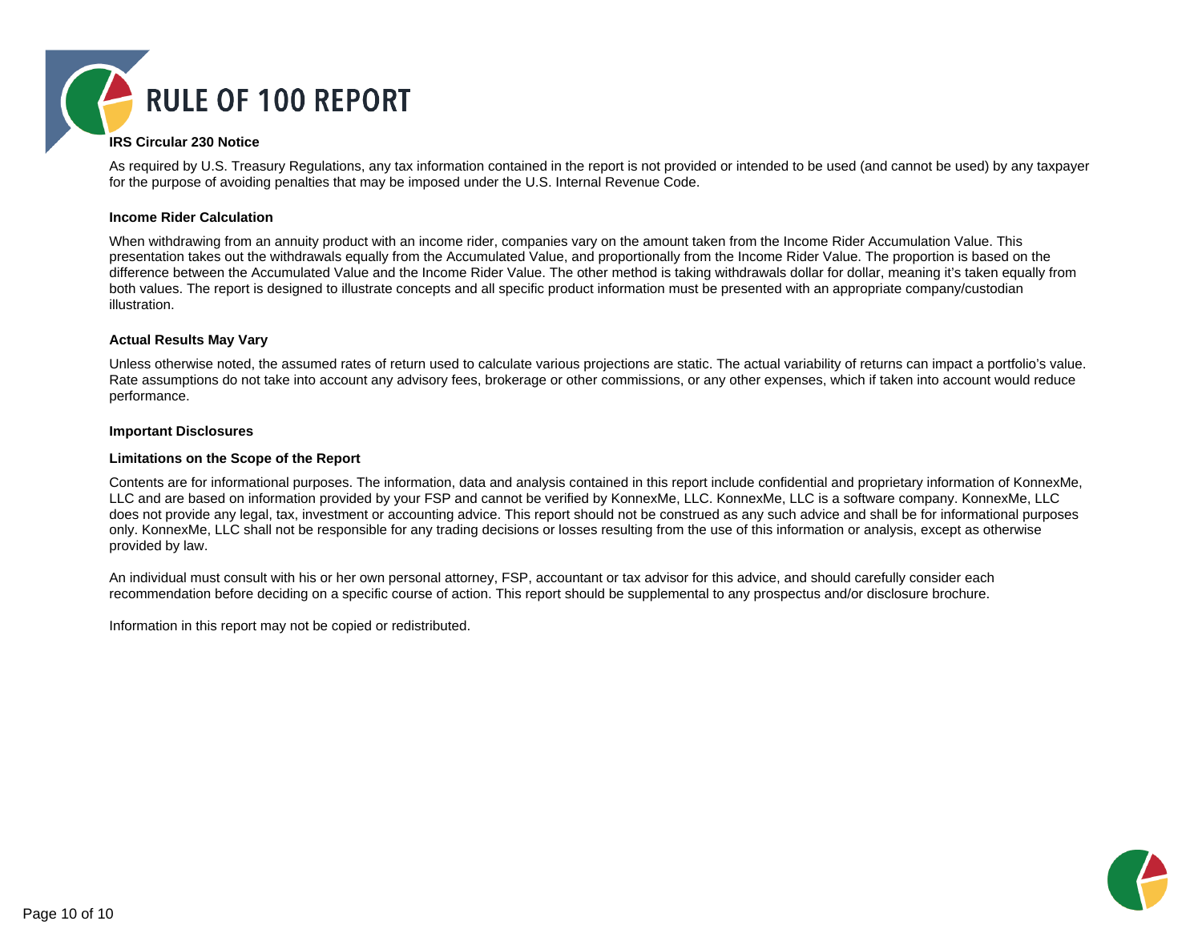# RULE OF 100 REPORT

**IRS Circular 230 Notice**

As required by U.S. Treasury Regulations, any tax information contained in the report is not provided or intended to be used (and cannot be used) by any taxpayer for the purpose of avoiding penalties that may be imposed under the U.S. Internal Revenue Code.

**Income Rider Calculation**

When withdrawing from an annuity product with an income rider, companies vary on the amount taken from the Income Rider Accumulation Value. This presentation takes out the withdrawals equally from the Accumulated Value, and proportionally from the Income Rider Value. The proportion is based on the difference between the Accumulated Value and the Income Rider Value. The other method is taking withdrawals dollar for dollar, meaning it's taken equally from both values. The report is designed to illustrate concepts and all specific product information must be presented with an appropriate company/custodian illustration.

**Actual Results May Vary**

Unless otherwise noted, the assumed rates of return used to calculate various projections are static. The actual variability of returns can impact a portfolio's value. Rate assumptions do not take into account any advisory fees, brokerage or other commissions, or any other expenses, which if taken into account would reduce performance.

**Important Disclosures**

**Limitations on the Scope of the Report**

Contents are for informational purposes. The information, data and analysis contained in this report include confidential and proprietary information of KonnexMe, LLC and are based on information provided by your FSP and cannot be verified by KonnexMe, LLC. KonnexMe, LLC is a software company. KonnexMe, LLC does not provide any legal, tax, investment or accounting advice. This report should not be construed as any such advice and shall be for informational purposes only. KonnexMe, LLC shall not be responsible for any trading decisions or losses resulting from the use of this information or analysis, except as otherwise provided by law.

An individual must consult with his or her own personal attorney, FSP, accountant or tax advisor for this advice, and should carefully consider each recommendation before deciding on a specific course of action. This report should be supplemental to any prospectus and/or disclosure brochure.

Information in this report may not be copied or redistributed.